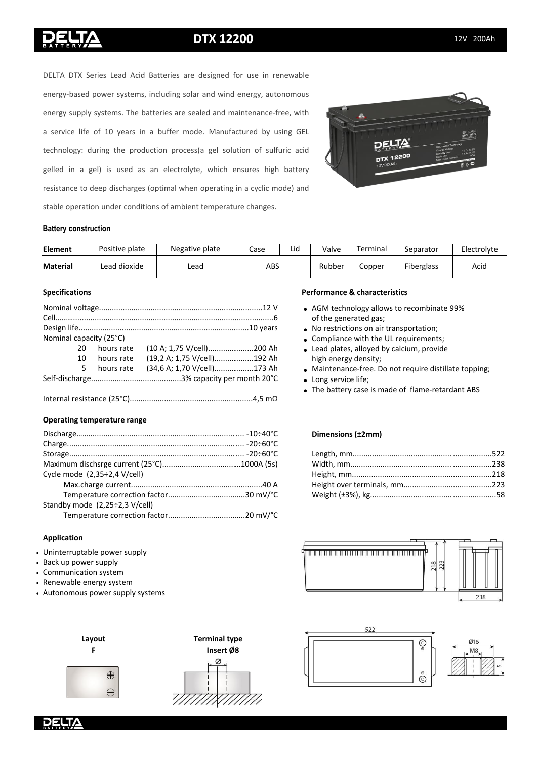# DTX 12200

12V 200Ah

DELTA DTX Series Lead Acid Batteries are designed for use in renewable energy-based power systems, including solar and wind energy, autonomous energy supply systems. The batteries are sealed and maintenance-free, with a service life of 10 years in a buffer mode. Manufactured by using GEL technology: during the production process(a gel solution of sulfuric acid gelled in a gel) is used as an electrolyte, which ensures high battery resistance to deep discharges (optimal when operating in a cyclic mode) and stable operation under conditions of ambient temperature changes.

### Battery construction

| Element | Positive plate | Negative plate | Case | Lid | Valve | Terminal | Separator | Electrolyte |
|---|---|---|---|---|---|---|---|---|
| Material | Lead dioxide | Lead | ABS | | Rubber | Copper | Fiberglass | Acid |

### Specifications

Nominal voltage..........12 V
Cell..........6
Design life..........10 years
Nominal capacity (25°C)
- 20 hours rate (10 A; 1,75 V/cell)..........200 Ah
- 10 hours rate (19,2 A; 1,75 V/cell)..........192 Ah
- 5 hours rate (34,6 A; 1,70 V/cell)..........173 Ah

Self-discharge..........3% capacity per month 20°C

Internal resistance (25°C)..........4,5 mΩ

### Operating temperature range

Discharge.......... -10÷40°C
Charge.......... -20÷60°C
Storage.......... -20÷60°C
Maximum dischsrge current (25°C)..........1000A (5s)
Cycle mode (2,35÷2,4 V/cell)
- Max.charge current..........40 A
- Temperature correction factor..........30 mV/°C

Standby mode (2,25÷2,3 V/cell)
- Temperature correction factor..........20 mV/°C

### Application

- Uninterruptable power supply
- Back up power supply
- Communication system
- Renewable energy system
- Autonomous power supply systems

### Performance & characteristics

- AGM technology allows to recombinate 99% of the generated gas;
- No restrictions on air transportation;
- Compliance with the UL requirements;
- Lead plates, alloyed by calcium, provide high energy density;
- Maintenance-free. Do not require distillate topping;
- Long service life;
- The battery case is made of flame-retardant ABS

### Dimensions (±2mm)

Length, mm..........522
Width, mm..........238
Height, mm..........218
Height over terminals, mm..........223
Weight (±3%), kg..........58

**Layout**
**F**

**Terminal type**
**Insert Ø8**

Ø16
M8
5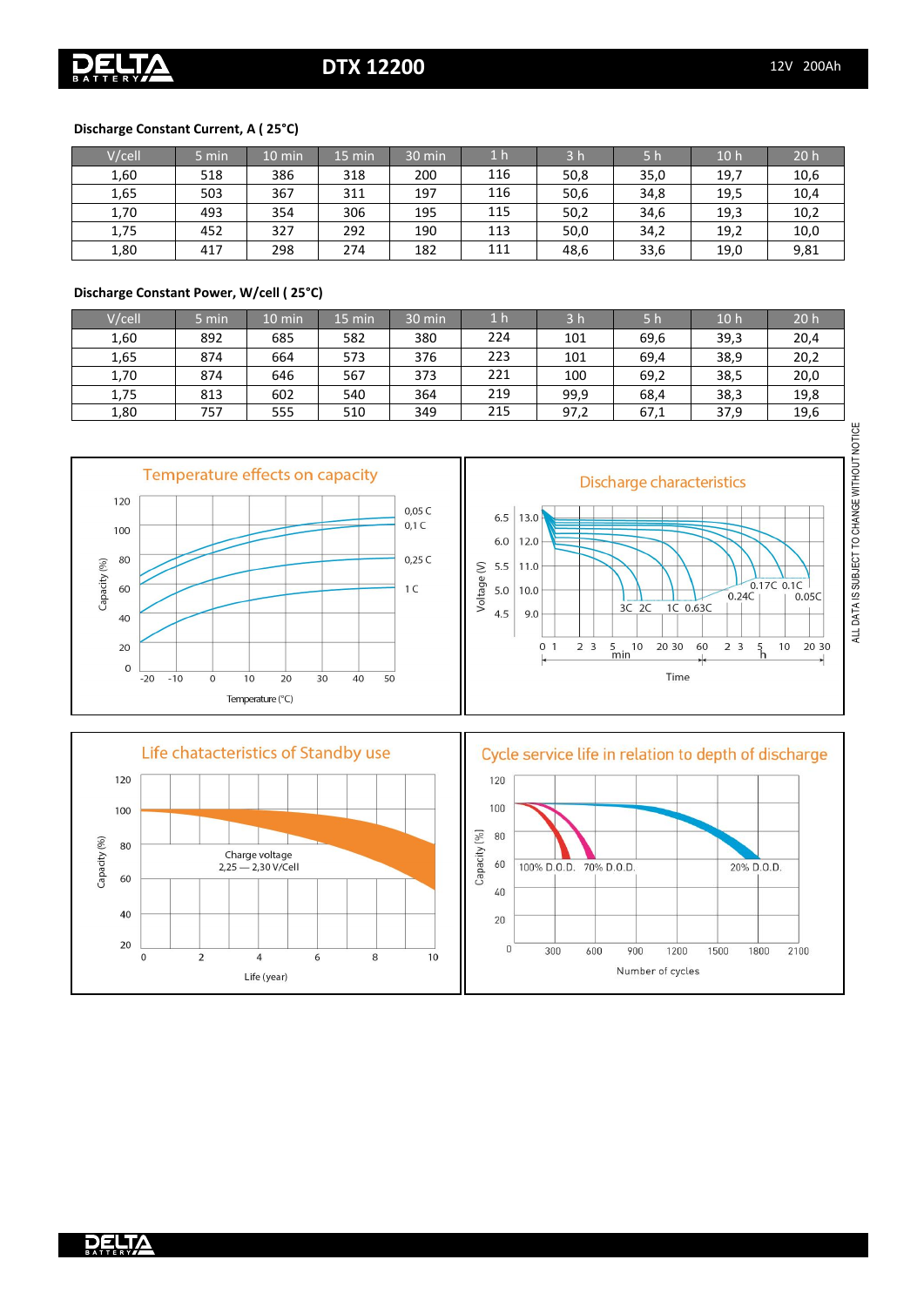DTX 12200

12V 200Ah

**Discharge Constant Current, A ( 25°C)**

| V/cell | 5 min | 10 min | 15 min | 30 min | 1 h | 3 h | 5 h | 10 h | 20 h |
|---|---|---|---|---|---|---|---|---|---|
| 1,60 | 518 | 386 | 318 | 200 | 116 | 50,8 | 35,0 | 19,7 | 10,6 |
| 1,65 | 503 | 367 | 311 | 197 | 116 | 50,6 | 34,8 | 19,5 | 10,4 |
| 1,70 | 493 | 354 | 306 | 195 | 115 | 50,2 | 34,6 | 19,3 | 10,2 |
| 1,75 | 452 | 327 | 292 | 190 | 113 | 50,0 | 34,2 | 19,2 | 10,0 |
| 1,80 | 417 | 298 | 274 | 182 | 111 | 48,6 | 33,6 | 19,0 | 9,81 |

**Discharge Constant Power, W/cell ( 25°C)**

| V/cell | 5 min | 10 min | 15 min | 30 min | 1 h | 3 h | 5 h | 10 h | 20 h |
|---|---|---|---|---|---|---|---|---|---|
| 1,60 | 892 | 685 | 582 | 380 | 224 | 101 | 69,6 | 39,3 | 20,4 |
| 1,65 | 874 | 664 | 573 | 376 | 223 | 101 | 69,4 | 38,9 | 20,2 |
| 1,70 | 874 | 646 | 567 | 373 | 221 | 100 | 69,2 | 38,5 | 20,0 |
| 1,75 | 813 | 602 | 540 | 364 | 219 | 99,9 | 68,4 | 38,3 | 19,8 |
| 1,80 | 757 | 555 | 510 | 349 | 215 | 97,2 | 67,1 | 37,9 | 19,6 |

Temperature effects on capacity

Capacity (%)
120
100
80
60
40
20
0
-20 -10 0 10 20 30 40 50
Temperature (°C)
0,05 C
0,1 C
0,25 C
1 C

Discharge characteristics

Voltage (V)
6.5 13.0
6.0 12.0
5.5 11.0
5.0 10.0
4.5 9.0
0 1 2 3 5 10 20 30 60 2 3 5 10 20 30
min h
Time
3C 2C 1C 0.63C 0.24C 0.17C 0.1C 0.05C

Life chatacteristics of Standby use

Capacity (%)
120
100
80
60
40
20
0 2 4 6 8 10
Life (year)
Charge voltage
2,25 — 2,30 V/Cell

Cycle service life in relation to depth of discharge

Capacity (%)
120
100
80
60
40
20
0
300 600 900 1200 1500 1800 2100
Number of cycles
100% D.O.D. 70% D.O.D. 20% D.O.D.

ALL DATA IS SUBJECT TO CHANGE WITHOUT NOTICE